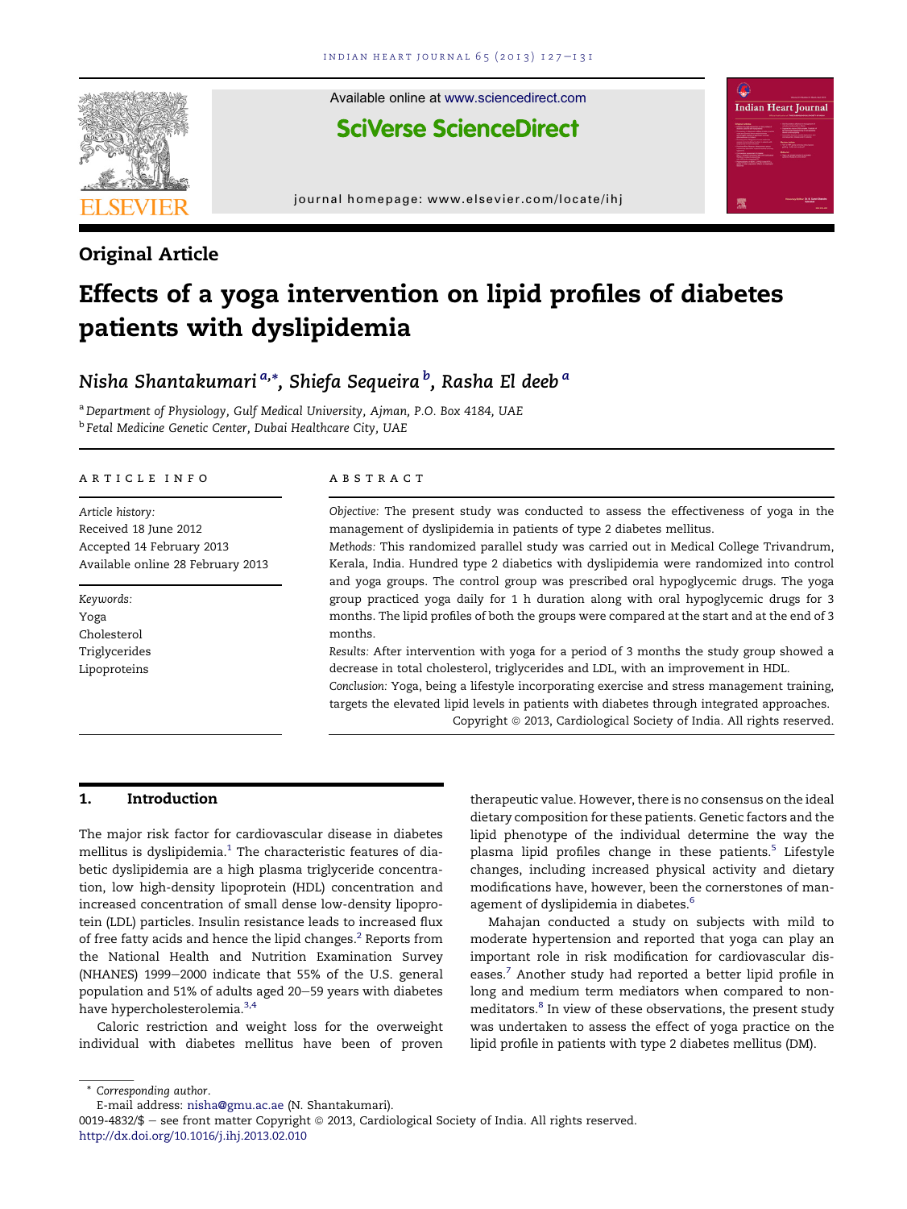Original Article

# Effects of a yoga intervention on lipid profiles of diabetes patients with dyslipidemia

*Nisha Shantakumari [a,*], Shiefa Sequeira [b], Rasha El deeb [a]*

[a] *Department of Physiology, Gulf Medical University, Ajman, P.O. Box 4184, UAE*
[b] *Fetal Medicine Genetic Center, Dubai Healthcare City, UAE*

ARTICLE INFO

*Article history:*
Received 18 June 2012
Accepted 14 February 2013
Available online 28 February 2013

*Keywords:*
Yoga
Cholesterol
Triglycerides
Lipoproteins

ABSTRACT

*Objective:* The present study was conducted to assess the effectiveness of yoga in the management of dyslipidemia in patients of type 2 diabetes mellitus.

*Methods:* This randomized parallel study was carried out in Medical College Trivandrum, Kerala, India. Hundred type 2 diabetics with dyslipidemia were randomized into control and yoga groups. The control group was prescribed oral hypoglycemic drugs. The yoga group practiced yoga daily for 1 h duration along with oral hypoglycemic drugs for 3 months. The lipid profiles of both the groups were compared at the start and at the end of 3 months.

*Results:* After intervention with yoga for a period of 3 months the study group showed a decrease in total cholesterol, triglycerides and LDL, with an improvement in HDL.

*Conclusion:* Yoga, being a lifestyle incorporating exercise and stress management training, targets the elevated lipid levels in patients with diabetes through integrated approaches.

Copyright © 2013, Cardiological Society of India. All rights reserved.

## 1. Introduction

The major risk factor for cardiovascular disease in diabetes mellitus is dyslipidemia.[1] The characteristic features of diabetic dyslipidemia are a high plasma triglyceride concentration, low high-density lipoprotein (HDL) concentration and increased concentration of small dense low-density lipoprotein (LDL) particles. Insulin resistance leads to increased flux of free fatty acids and hence the lipid changes.[2] Reports from the National Health and Nutrition Examination Survey (NHANES) 1999–2000 indicate that 55% of the U.S. general population and 51% of adults aged 20–59 years with diabetes have hypercholesterolemia.[3,4]

Caloric restriction and weight loss for the overweight individual with diabetes mellitus have been of proven therapeutic value. However, there is no consensus on the ideal dietary composition for these patients. Genetic factors and the lipid phenotype of the individual determine the way the plasma lipid profiles change in these patients.[5] Lifestyle changes, including increased physical activity and dietary modifications have, however, been the cornerstones of management of dyslipidemia in diabetes.[6]

Mahajan conducted a study on subjects with mild to moderate hypertension and reported that yoga can play an important role in risk modification for cardiovascular diseases.[7] Another study had reported a better lipid profile in long and medium term mediators when compared to non-meditators.[8] In view of these observations, the present study was undertaken to assess the effect of yoga practice on the lipid profile in patients with type 2 diabetes mellitus (DM).

* Corresponding author.
E-mail address: nisha@gmu.ac.ae (N. Shantakumari).
0019-4832/$ – see front matter Copyright © 2013, Cardiological Society of India. All rights reserved.
http://dx.doi.org/10.1016/j.ihj.2013.02.010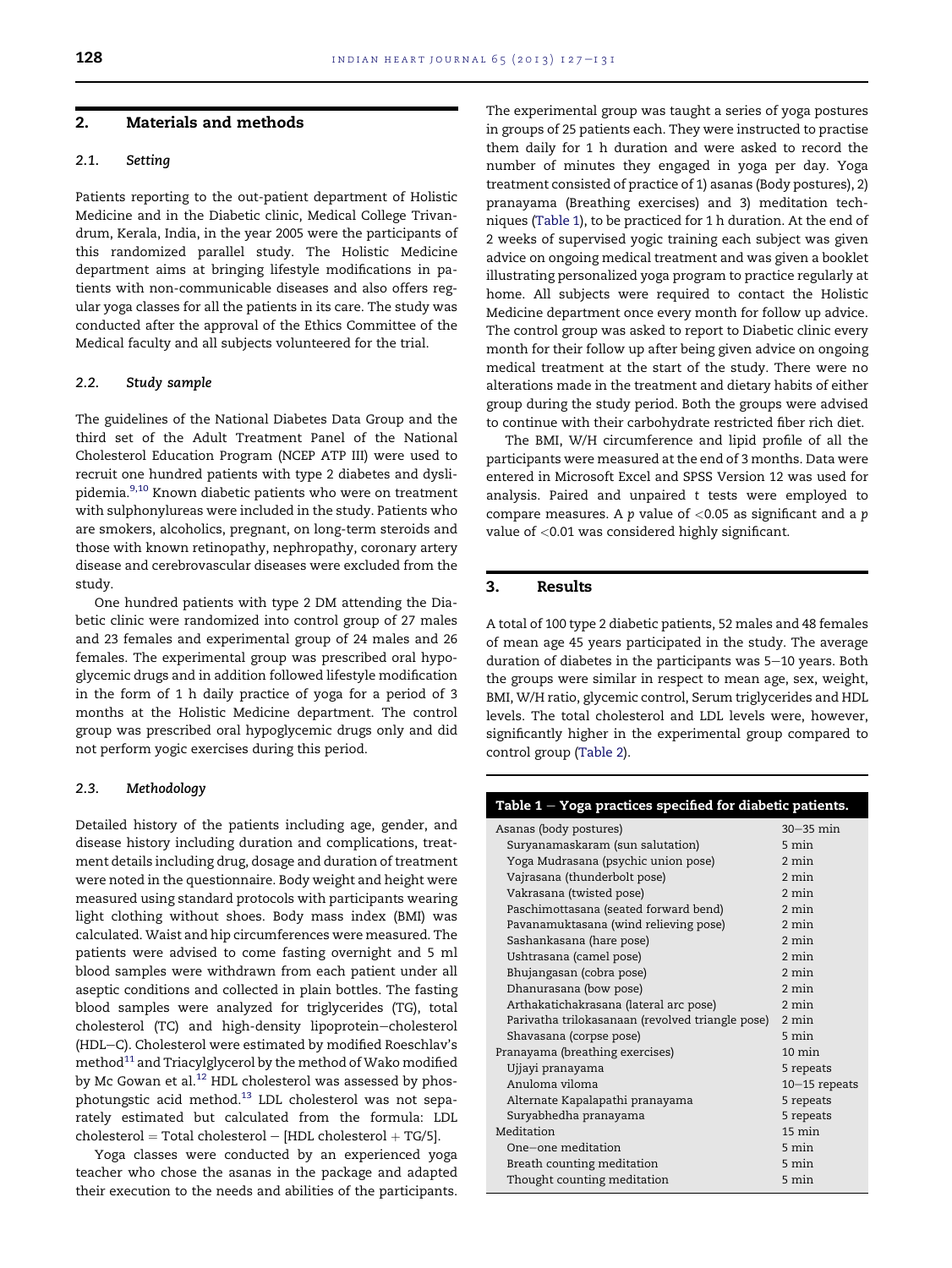## 2. Materials and methods

### 2.1. Setting

Patients reporting to the out-patient department of Holistic Medicine and in the Diabetic clinic, Medical College Trivandrum, Kerala, India, in the year 2005 were the participants of this randomized parallel study. The Holistic Medicine department aims at bringing lifestyle modifications in patients with non-communicable diseases and also offers regular yoga classes for all the patients in its care. The study was conducted after the approval of the Ethics Committee of the Medical faculty and all subjects volunteered for the trial.

### 2.2. Study sample

The guidelines of the National Diabetes Data Group and the third set of the Adult Treatment Panel of the National Cholesterol Education Program (NCEP ATP III) were used to recruit one hundred patients with type 2 diabetes and dyslipidemia.[9,10] Known diabetic patients who were on treatment with sulphonylureas were included in the study. Patients who are smokers, alcoholics, pregnant, on long-term steroids and those with known retinopathy, nephropathy, coronary artery disease and cerebrovascular diseases were excluded from the study.

One hundred patients with type 2 DM attending the Diabetic clinic were randomized into control group of 27 males and 23 females and experimental group of 24 males and 26 females. The experimental group was prescribed oral hypoglycemic drugs and in addition followed lifestyle modification in the form of 1 h daily practice of yoga for a period of 3 months at the Holistic Medicine department. The control group was prescribed oral hypoglycemic drugs only and did not perform yogic exercises during this period.

### 2.3. Methodology

Detailed history of the patients including age, gender, and disease history including duration and complications, treatment details including drug, dosage and duration of treatment were noted in the questionnaire. Body weight and height were measured using standard protocols with participants wearing light clothing without shoes. Body mass index (BMI) was calculated. Waist and hip circumferences were measured. The patients were advised to come fasting overnight and 5 ml blood samples were withdrawn from each patient under all aseptic conditions and collected in plain bottles. The fasting blood samples were analyzed for triglycerides (TG), total cholesterol (TC) and high-density lipoprotein–cholesterol (HDL–C). Cholesterol were estimated by modified Roeschlav's method[11] and Triacylglycerol by the method of Wako modified by Mc Gowan et al.[12] HDL cholesterol was assessed by phosphotungstic acid method.[13] LDL cholesterol was not separately estimated but calculated from the formula: LDL cholesterol = Total cholesterol − [HDL cholesterol + TG/5].

Yoga classes were conducted by an experienced yoga teacher who chose the asanas in the package and adapted their execution to the needs and abilities of the participants. The experimental group was taught a series of yoga postures in groups of 25 patients each. They were instructed to practise them daily for 1 h duration and were asked to record the number of minutes they engaged in yoga per day. Yoga treatment consisted of practice of 1) asanas (Body postures), 2) pranayama (Breathing exercises) and 3) meditation techniques (Table 1), to be practiced for 1 h duration. At the end of 2 weeks of supervised yogic training each subject was given advice on ongoing medical treatment and was given a booklet illustrating personalized yoga program to practice regularly at home. All subjects were required to contact the Holistic Medicine department once every month for follow up advice. The control group was asked to report to Diabetic clinic every month for their follow up after being given advice on ongoing medical treatment at the start of the study. There were no alterations made in the treatment and dietary habits of either group during the study period. Both the groups were advised to continue with their carbohydrate restricted fiber rich diet.

The BMI, W/H circumference and lipid profile of all the participants were measured at the end of 3 months. Data were entered in Microsoft Excel and SPSS Version 12 was used for analysis. Paired and unpaired *t* tests were employed to compare measures. A $p$ value of $<0.05$ as significant and a $p$ value of $<0.01$ was considered highly significant.

## 3. Results

A total of 100 type 2 diabetic patients, 52 males and 48 females of mean age 45 years participated in the study. The average duration of diabetes in the participants was 5–10 years. Both the groups were similar in respect to mean age, sex, weight, BMI, W/H ratio, glycemic control, Serum triglycerides and HDL levels. The total cholesterol and LDL levels were, however, significantly higher in the experimental group compared to control group (Table 2).

**Table 1 – Yoga practices specified for diabetic patients.**

| Practice | Duration |
|---|---|
| Asanas (body postures) | 30–35 min |
| Suryanamaskaram (sun salutation) | 5 min |
| Yoga Mudrasana (psychic union pose) | 2 min |
| Vajrasana (thunderbolt pose) | 2 min |
| Vakrasana (twisted pose) | 2 min |
| Paschimottasana (seated forward bend) | 2 min |
| Pavanamuktasana (wind relieving pose) | 2 min |
| Sashankasana (hare pose) | 2 min |
| Ushtrasana (camel pose) | 2 min |
| Bhujangasan (cobra pose) | 2 min |
| Dhanurasana (bow pose) | 2 min |
| Arthakatichakrasana (lateral arc pose) | 2 min |
| Parivatha trilokasanaan (revolved triangle pose) | 2 min |
| Shavasana (corpse pose) | 5 min |
| Pranayama (breathing exercises) | 10 min |
| Ujjayi pranayama | 5 repeats |
| Anuloma viloma | 10–15 repeats |
| Alternate Kapalapathi pranayama | 5 repeats |
| Suryabhedha pranayama | 5 repeats |
| Meditation | 15 min |
| One–one meditation | 5 min |
| Breath counting meditation | 5 min |
| Thought counting meditation | 5 min |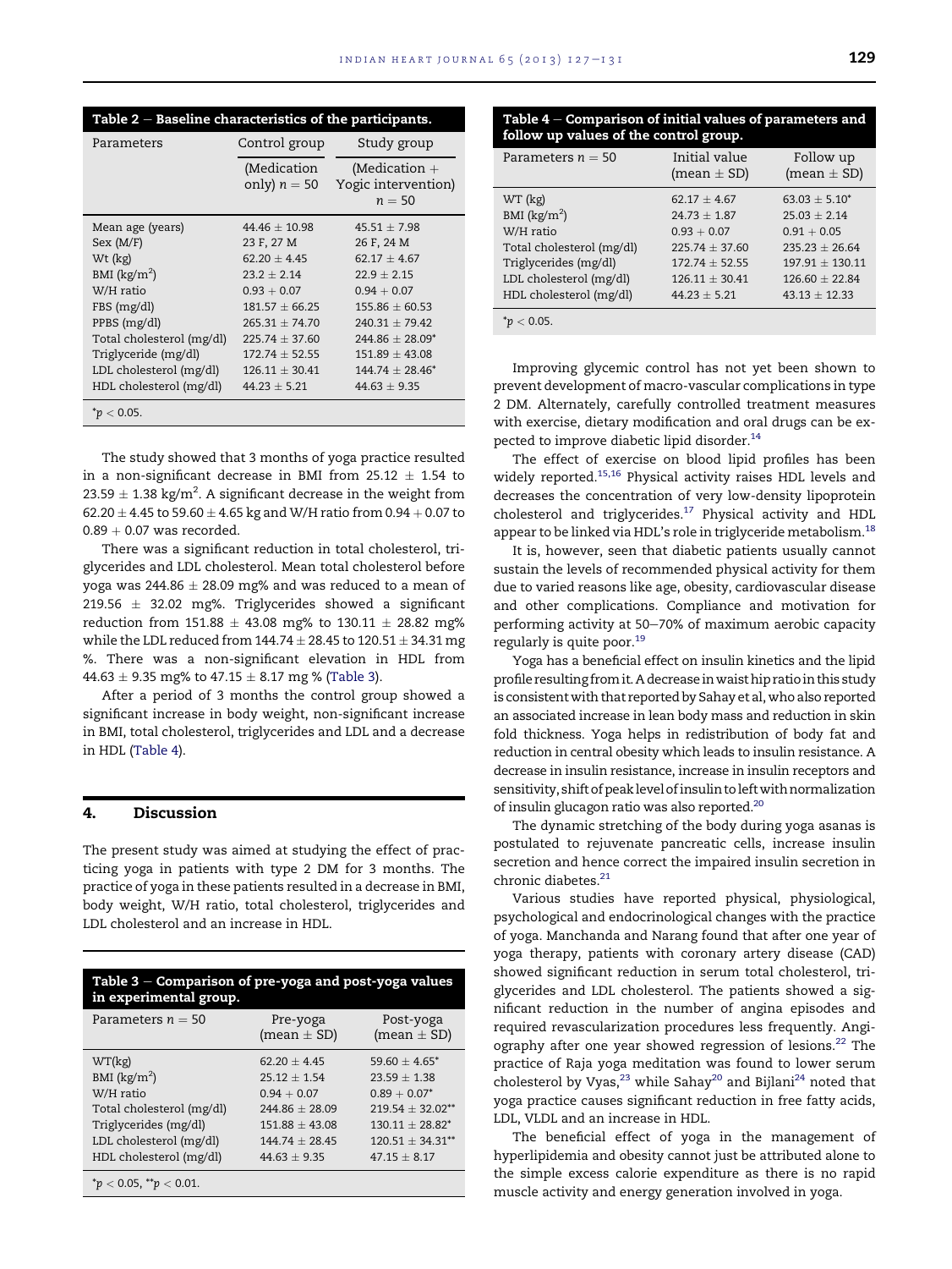| Table 2 – Baseline characteristics of the participants. | | |
|---|---|---|
| Parameters | Control group | Study group |
| | (Medication only) $n = 50$ | (Medication + Yogic intervention) $n = 50$ |
| Mean age (years) | 44.46 ± 10.98 | 45.51 ± 7.98 |
| Sex (M/F) | 23 F, 27 M | 26 F, 24 M |
| Wt (kg) | 62.20 ± 4.45 | 62.17 ± 4.67 |
| BMI (kg/m$^2$) | 23.2 ± 2.14 | 22.9 ± 2.15 |
| W/H ratio | 0.93 + 0.07 | 0.94 + 0.07 |
| FBS (mg/dl) | 181.57 ± 66.25 | 155.86 ± 60.53 |
| PPBS (mg/dl) | 265.31 ± 74.70 | 240.31 ± 79.42 |
| Total cholesterol (mg/dl) | 225.74 ± 37.60 | 244.86 ± 28.09* |
| Triglyceride (mg/dl) | 172.74 ± 52.55 | 151.89 ± 43.08 |
| LDL cholesterol (mg/dl) | 126.11 ± 30.41 | 144.74 ± 28.46* |
| HDL cholesterol (mg/dl) | 44.23 ± 5.21 | 44.63 ± 9.35 |

*$p < 0.05$.

The study showed that 3 months of yoga practice resulted in a non-significant decrease in BMI from 25.12 ± 1.54 to 23.59 ± 1.38 kg/m$^2$. A significant decrease in the weight from 62.20 ± 4.45 to 59.60 ± 4.65 kg and W/H ratio from 0.94 + 0.07 to 0.89 + 0.07 was recorded.

There was a significant reduction in total cholesterol, triglycerides and LDL cholesterol. Mean total cholesterol before yoga was 244.86 ± 28.09 mg% and was reduced to a mean of 219.56 ± 32.02 mg%. Triglycerides showed a significant reduction from 151.88 ± 43.08 mg% to 130.11 ± 28.82 mg% while the LDL reduced from 144.74 ± 28.45 to 120.51 ± 34.31 mg %. There was a non-significant elevation in HDL from 44.63 ± 9.35 mg% to 47.15 ± 8.17 mg % (Table 3).

After a period of 3 months the control group showed a significant increase in body weight, non-significant increase in BMI, total cholesterol, triglycerides and LDL and a decrease in HDL (Table 4).

## 4. Discussion

The present study was aimed at studying the effect of practicing yoga in patients with type 2 DM for 3 months. The practice of yoga in these patients resulted in a decrease in BMI, body weight, W/H ratio, total cholesterol, triglycerides and LDL cholesterol and an increase in HDL.

| Table 3 – Comparison of pre-yoga and post-yoga values in experimental group. | | |
|---|---|---|
| Parameters $n = 50$ | Pre-yoga (mean ± SD) | Post-yoga (mean ± SD) |
| WT(kg) | 62.20 ± 4.45 | 59.60 ± 4.65* |
| BMI (kg/m$^2$) | 25.12 ± 1.54 | 23.59 ± 1.38 |
| W/H ratio | 0.94 + 0.07 | 0.89 + 0.07* |
| Total cholesterol (mg/dl) | 244.86 ± 28.09 | 219.54 ± 32.02** |
| Triglycerides (mg/dl) | 151.88 ± 43.08 | 130.11 ± 28.82* |
| LDL cholesterol (mg/dl) | 144.74 ± 28.45 | 120.51 ± 34.31** |
| HDL cholesterol (mg/dl) | 44.63 ± 9.35 | 47.15 ± 8.17 |

*$p < 0.05$, **$p < 0.01$.

| Table 4 – Comparison of initial values of parameters and follow up values of the control group. | | |
|---|---|---|
| Parameters $n = 50$ | Initial value (mean ± SD) | Follow up (mean ± SD) |
| WT (kg) | 62.17 ± 4.67 | 63.03 ± 5.10* |
| BMI (kg/m$^2$) | 24.73 ± 1.87 | 25.03 ± 2.14 |
| W/H ratio | 0.93 + 0.07 | 0.91 + 0.05 |
| Total cholesterol (mg/dl) | 225.74 ± 37.60 | 235.23 ± 26.64 |
| Triglycerides (mg/dl) | 172.74 ± 52.55 | 197.91 ± 130.11 |
| LDL cholesterol (mg/dl) | 126.11 ± 30.41 | 126.60 ± 22.84 |
| HDL cholesterol (mg/dl) | 44.23 ± 5.21 | 43.13 ± 12.33 |

*$p < 0.05$.

Improving glycemic control has not yet been shown to prevent development of macro-vascular complications in type 2 DM. Alternately, carefully controlled treatment measures with exercise, dietary modification and oral drugs can be expected to improve diabetic lipid disorder.[14]

The effect of exercise on blood lipid profiles has been widely reported.[15,16] Physical activity raises HDL levels and decreases the concentration of very low-density lipoprotein cholesterol and triglycerides.[17] Physical activity and HDL appear to be linked via HDL's role in triglyceride metabolism.[18]

It is, however, seen that diabetic patients usually cannot sustain the levels of recommended physical activity for them due to varied reasons like age, obesity, cardiovascular disease and other complications. Compliance and motivation for performing activity at 50–70% of maximum aerobic capacity regularly is quite poor.[19]

Yoga has a beneficial effect on insulin kinetics and the lipid profile resulting from it. A decrease in waist hip ratio in this study is consistent with that reported by Sahay et al, who also reported an associated increase in lean body mass and reduction in skin fold thickness. Yoga helps in redistribution of body fat and reduction in central obesity which leads to insulin resistance. A decrease in insulin resistance, increase in insulin receptors and sensitivity, shift of peak level of insulin to left with normalization of insulin glucagon ratio was also reported.[20]

The dynamic stretching of the body during yoga asanas is postulated to rejuvenate pancreatic cells, increase insulin secretion and hence correct the impaired insulin secretion in chronic diabetes.[21]

Various studies have reported physical, physiological, psychological and endocrinological changes with the practice of yoga. Manchanda and Narang found that after one year of yoga therapy, patients with coronary artery disease (CAD) showed significant reduction in serum total cholesterol, triglycerides and LDL cholesterol. The patients showed a significant reduction in the number of angina episodes and required revascularization procedures less frequently. Angiography after one year showed regression of lesions.[22] The practice of Raja yoga meditation was found to lower serum cholesterol by Vyas,[23] while Sahay[20] and Bijlani[24] noted that yoga practice causes significant reduction in free fatty acids, LDL, VLDL and an increase in HDL.

The beneficial effect of yoga in the management of hyperlipidemia and obesity cannot just be attributed alone to the simple excess calorie expenditure as there is no rapid muscle activity and energy generation involved in yoga.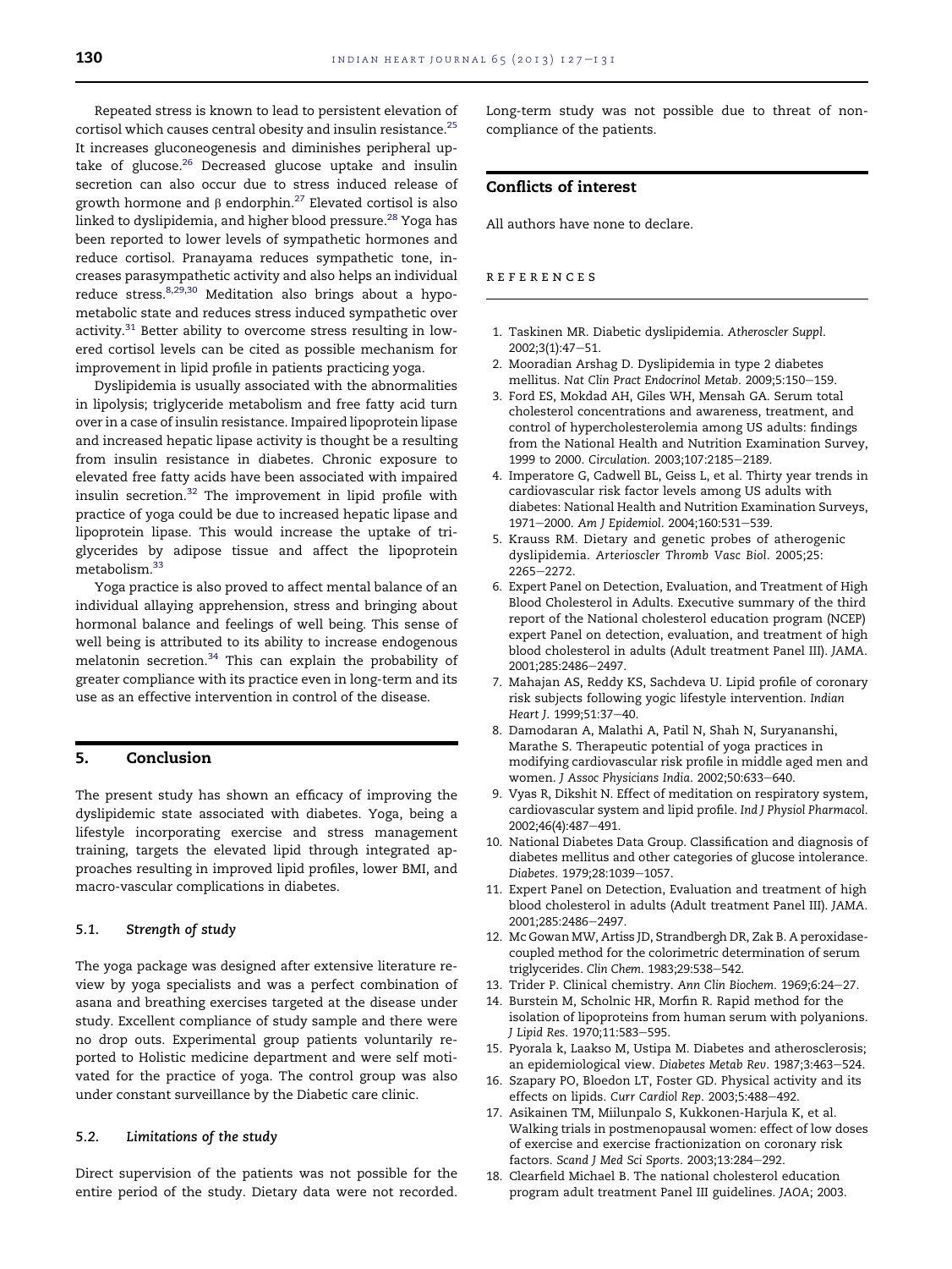Repeated stress is known to lead to persistent elevation of cortisol which causes central obesity and insulin resistance.[25] It increases gluconeogenesis and diminishes peripheral uptake of glucose.[26] Decreased glucose uptake and insulin secretion can also occur due to stress induced release of growth hormone and β endorphin.[27] Elevated cortisol is also linked to dyslipidemia, and higher blood pressure.[28] Yoga has been reported to lower levels of sympathetic hormones and reduce cortisol. Pranayama reduces sympathetic tone, increases parasympathetic activity and also helps an individual reduce stress.[8,29,30] Meditation also brings about a hypometabolic state and reduces stress induced sympathetic over activity.[31] Better ability to overcome stress resulting in lowered cortisol levels can be cited as possible mechanism for improvement in lipid profile in patients practicing yoga.

Dyslipidemia is usually associated with the abnormalities in lipolysis; triglyceride metabolism and free fatty acid turn over in a case of insulin resistance. Impaired lipoprotein lipase and increased hepatic lipase activity is thought be a resulting from insulin resistance in diabetes. Chronic exposure to elevated free fatty acids have been associated with impaired insulin secretion.[32] The improvement in lipid profile with practice of yoga could be due to increased hepatic lipase and lipoprotein lipase. This would increase the uptake of triglycerides by adipose tissue and affect the lipoprotein metabolism.[33]

Yoga practice is also proved to affect mental balance of an individual allaying apprehension, stress and bringing about hormonal balance and feelings of well being. This sense of well being is attributed to its ability to increase endogenous melatonin secretion.[34] This can explain the probability of greater compliance with its practice even in long-term and its use as an effective intervention in control of the disease.

## 5. Conclusion

The present study has shown an efficacy of improving the dyslipidemic state associated with diabetes. Yoga, being a lifestyle incorporating exercise and stress management training, targets the elevated lipid through integrated approaches resulting in improved lipid profiles, lower BMI, and macro-vascular complications in diabetes.

### 5.1. *Strength of study*

The yoga package was designed after extensive literature review by yoga specialists and was a perfect combination of asana and breathing exercises targeted at the disease under study. Excellent compliance of study sample and there were no drop outs. Experimental group patients voluntarily reported to Holistic medicine department and were self motivated for the practice of yoga. The control group was also under constant surveillance by the Diabetic care clinic.

### 5.2. *Limitations of the study*

Direct supervision of the patients was not possible for the entire period of the study. Dietary data were not recorded. Long-term study was not possible due to threat of noncompliance of the patients.

## Conflicts of interest

All authors have none to declare.

## REFERENCES

1. Taskinen MR. Diabetic dyslipidemia. *Atheroscler Suppl*. 2002;3(1):47–51.
2. Mooradian Arshag D. Dyslipidemia in type 2 diabetes mellitus. *Nat Clin Pract Endocrinol Metab*. 2009;5:150–159.
3. Ford ES, Mokdad AH, Giles WH, Mensah GA. Serum total cholesterol concentrations and awareness, treatment, and control of hypercholesterolemia among US adults: findings from the National Health and Nutrition Examination Survey, 1999 to 2000. *Circulation*. 2003;107:2185–2189.
4. Imperatore G, Cadwell BL, Geiss L, et al. Thirty year trends in cardiovascular risk factor levels among US adults with diabetes: National Health and Nutrition Examination Surveys, 1971–2000. *Am J Epidemiol*. 2004;160:531–539.
5. Krauss RM. Dietary and genetic probes of atherogenic dyslipidemia. *Arterioscler Thromb Vasc Biol*. 2005;25: 2265–2272.
6. Expert Panel on Detection, Evaluation, and Treatment of High Blood Cholesterol in Adults. Executive summary of the third report of the National cholesterol education program (NCEP) expert Panel on detection, evaluation, and treatment of high blood cholesterol in adults (Adult treatment Panel III). *JAMA*. 2001;285:2486–2497.
7. Mahajan AS, Reddy KS, Sachdeva U. Lipid profile of coronary risk subjects following yogic lifestyle intervention. *Indian Heart J*. 1999;51:37–40.
8. Damodaran A, Malathi A, Patil N, Shah N, Suryananshi, Marathe S. Therapeutic potential of yoga practices in modifying cardiovascular risk profile in middle aged men and women. *J Assoc Physicians India*. 2002;50:633–640.
9. Vyas R, Dikshit N. Effect of meditation on respiratory system, cardiovascular system and lipid profile. *Ind J Physiol Pharmacol*. 2002;46(4):487–491.
10. National Diabetes Data Group. Classification and diagnosis of diabetes mellitus and other categories of glucose intolerance. *Diabetes*. 1979;28:1039–1057.
11. Expert Panel on Detection, Evaluation and treatment of high blood cholesterol in adults (Adult treatment Panel III). *JAMA*. 2001;285:2486–2497.
12. Mc Gowan MW, Artiss JD, Strandbergh DR, Zak B. A peroxidase-coupled method for the colorimetric determination of serum triglycerides. *Clin Chem*. 1983;29:538–542.
13. Trider P. Clinical chemistry. *Ann Clin Biochem*. 1969;6:24–27.
14. Burstein M, Scholnic HR, Morfin R. Rapid method for the isolation of lipoproteins from human serum with polyanions. *J Lipid Res*. 1970;11:583–595.
15. Pyorala k, Laakso M, Ustipa M. Diabetes and atherosclerosis; an epidemiological view. *Diabetes Metab Rev*. 1987;3:463–524.
16. Szapary PO, Bloedon LT, Foster GD. Physical activity and its effects on lipids. *Curr Cardiol Rep*. 2003;5:488–492.
17. Asikainen TM, Miilunpalo S, Kukkonen-Harjula K, et al. Walking trials in postmenopausal women: effect of low doses of exercise and exercise fractionization on coronary risk factors. *Scand J Med Sci Sports*. 2003;13:284–292.
18. Clearfield Michael B. The national cholesterol education program adult treatment Panel III guidelines. *JAOA*; 2003.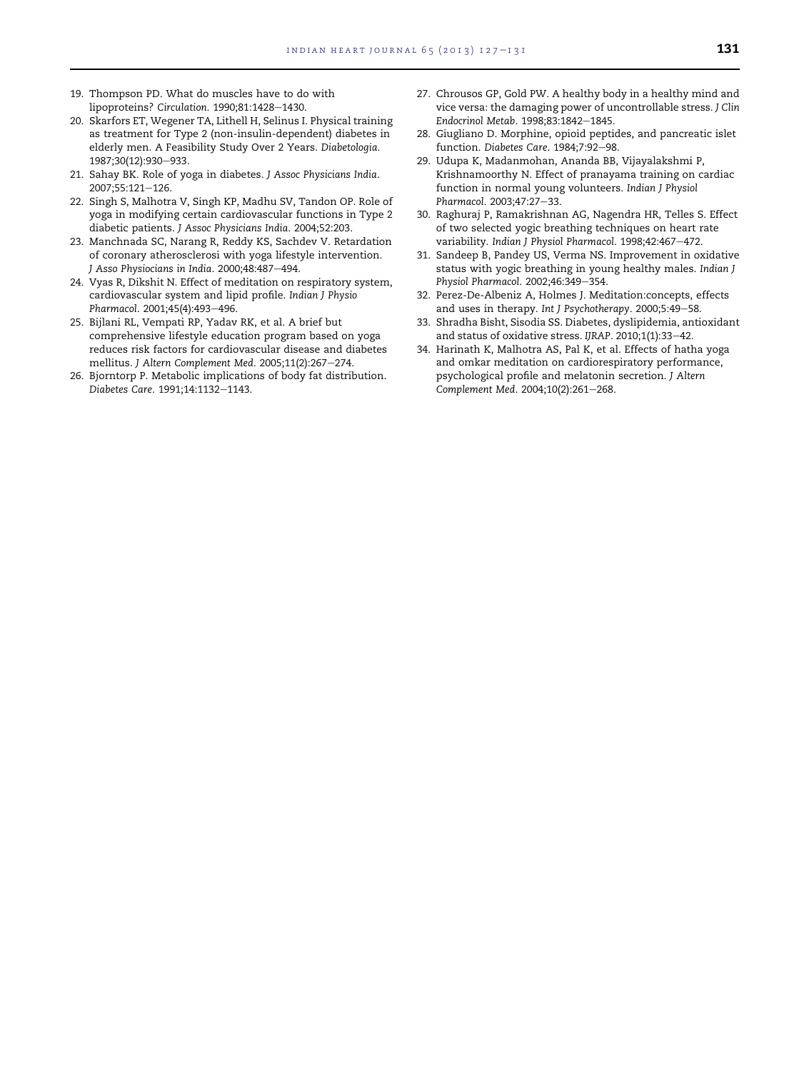19. Thompson PD. What do muscles have to do with lipoproteins? *Circulation*. 1990;81:1428–1430.
20. Skarfors ET, Wegener TA, Lithell H, Selinus I. Physical training as treatment for Type 2 (non-insulin-dependent) diabetes in elderly men. A Feasibility Study Over 2 Years. *Diabetologia*. 1987;30(12):930–933.
21. Sahay BK. Role of yoga in diabetes. *J Assoc Physicians India*. 2007;55:121–126.
22. Singh S, Malhotra V, Singh KP, Madhu SV, Tandon OP. Role of yoga in modifying certain cardiovascular functions in Type 2 diabetic patients. *J Assoc Physicians India*. 2004;52:203.
23. Manchnada SC, Narang R, Reddy KS, Sachdev V. Retardation of coronary atherosclerosi with yoga lifestyle intervention. *J Asso Physiocians in India*. 2000;48:487–494.
24. Vyas R, Dikshit N. Effect of meditation on respiratory system, cardiovascular system and lipid profile. *Indian J Physio Pharmacol*. 2001;45(4):493–496.
25. Bijlani RL, Vempati RP, Yadav RK, et al. A brief but comprehensive lifestyle education program based on yoga reduces risk factors for cardiovascular disease and diabetes mellitus. *J Altern Complement Med*. 2005;11(2):267–274.
26. Bjorntorp P. Metabolic implications of body fat distribution. *Diabetes Care*. 1991;14:1132–1143.
27. Chrousos GP, Gold PW. A healthy body in a healthy mind and vice versa: the damaging power of uncontrollable stress. *J Clin Endocrinol Metab*. 1998;83:1842–1845.
28. Giugliano D. Morphine, opioid peptides, and pancreatic islet function. *Diabetes Care*. 1984;7:92–98.
29. Udupa K, Madanmohan, Ananda BB, Vijayalakshmi P, Krishnamoorthy N. Effect of pranayama training on cardiac function in normal young volunteers. *Indian J Physiol Pharmacol*. 2003;47:27–33.
30. Raghuraj P, Ramakrishnan AG, Nagendra HR, Telles S. Effect of two selected yogic breathing techniques on heart rate variability. *Indian J Physiol Pharmacol*. 1998;42:467–472.
31. Sandeep B, Pandey US, Verma NS. Improvement in oxidative status with yogic breathing in young healthy males. *Indian J Physiol Pharmacol*. 2002;46:349–354.
32. Perez-De-Albeniz A, Holmes J. Meditation:concepts, effects and uses in therapy. *Int J Psychotherapy*. 2000;5:49–58.
33. Shradha Bisht, Sisodia SS. Diabetes, dyslipidemia, antioxidant and status of oxidative stress. *IJRAP*. 2010;1(1):33–42.
34. Harinath K, Malhotra AS, Pal K, et al. Effects of hatha yoga and omkar meditation on cardiorespiratory performance, psychological profile and melatonin secretion. *J Altern Complement Med*. 2004;10(2):261–268.